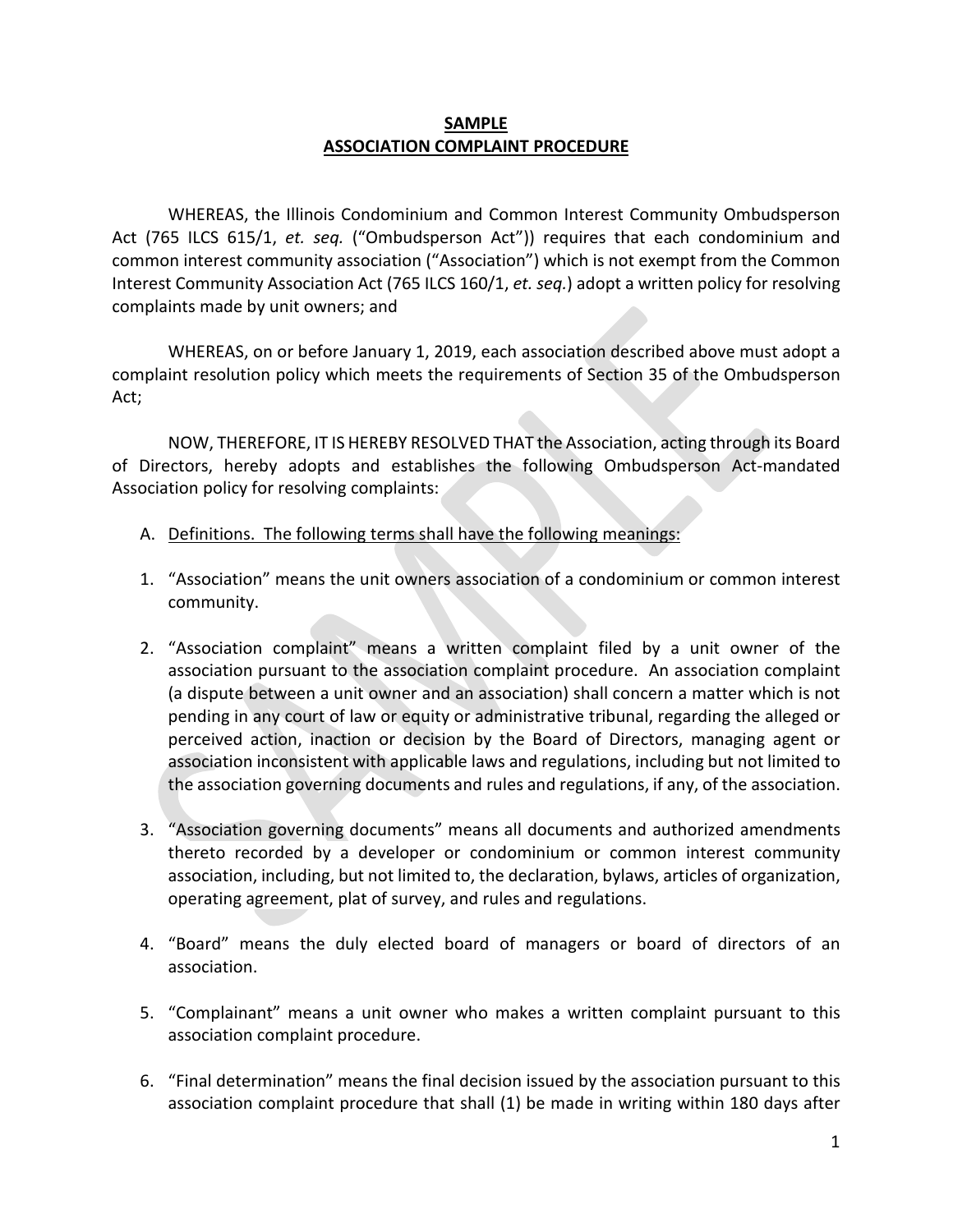**SAMPLE**
**ASSOCIATION COMPLAINT PROCEDURE**

WHEREAS, the Illinois Condominium and Common Interest Community Ombudsperson Act (765 ILCS 615/1, *et. seq.* ("Ombudsperson Act")) requires that each condominium and common interest community association ("Association") which is not exempt from the Common Interest Community Association Act (765 ILCS 160/1, *et. seq.*) adopt a written policy for resolving complaints made by unit owners; and

WHEREAS, on or before January 1, 2019, each association described above must adopt a complaint resolution policy which meets the requirements of Section 35 of the Ombudsperson Act;

NOW, THEREFORE, IT IS HEREBY RESOLVED THAT the Association, acting through its Board of Directors, hereby adopts and establishes the following Ombudsperson Act-mandated Association policy for resolving complaints:

A. Definitions. The following terms shall have the following meanings:

1. "Association" means the unit owners association of a condominium or common interest community.

2. "Association complaint" means a written complaint filed by a unit owner of the association pursuant to the association complaint procedure. An association complaint (a dispute between a unit owner and an association) shall concern a matter which is not pending in any court of law or equity or administrative tribunal, regarding the alleged or perceived action, inaction or decision by the Board of Directors, managing agent or association inconsistent with applicable laws and regulations, including but not limited to the association governing documents and rules and regulations, if any, of the association.

3. "Association governing documents" means all documents and authorized amendments thereto recorded by a developer or condominium or common interest community association, including, but not limited to, the declaration, bylaws, articles of organization, operating agreement, plat of survey, and rules and regulations.

4. "Board" means the duly elected board of managers or board of directors of an association.

5. "Complainant" means a unit owner who makes a written complaint pursuant to this association complaint procedure.

6. "Final determination" means the final decision issued by the association pursuant to this association complaint procedure that shall (1) be made in writing within 180 days after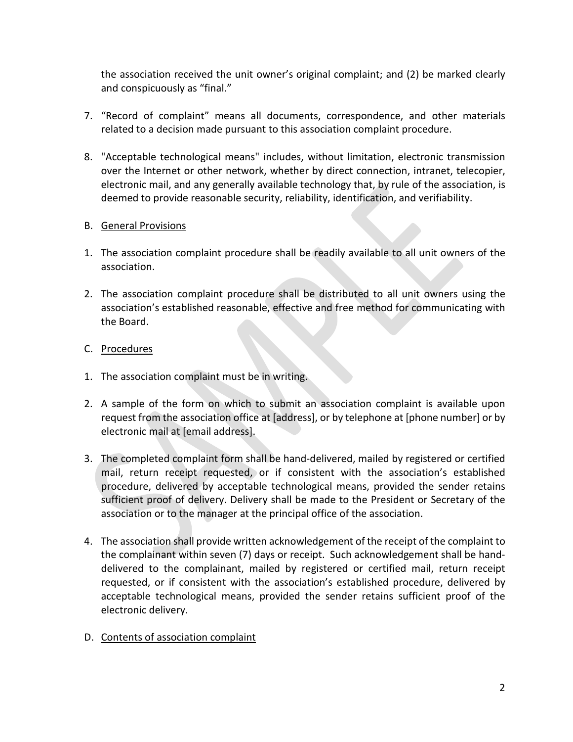the association received the unit owner's original complaint; and (2) be marked clearly and conspicuously as "final."

7. "Record of complaint" means all documents, correspondence, and other materials related to a decision made pursuant to this association complaint procedure.

8. "Acceptable technological means" includes, without limitation, electronic transmission over the Internet or other network, whether by direct connection, intranet, telecopier, electronic mail, and any generally available technology that, by rule of the association, is deemed to provide reasonable security, reliability, identification, and verifiability.

B. <u>General Provisions</u>

1. The association complaint procedure shall be readily available to all unit owners of the association.

2. The association complaint procedure shall be distributed to all unit owners using the association's established reasonable, effective and free method for communicating with the Board.

C. <u>Procedures</u>

1. The association complaint must be in writing.

2. A sample of the form on which to submit an association complaint is available upon request from the association office at [address], or by telephone at [phone number] or by electronic mail at [email address].

3. The completed complaint form shall be hand-delivered, mailed by registered or certified mail, return receipt requested, or if consistent with the association's established procedure, delivered by acceptable technological means, provided the sender retains sufficient proof of delivery. Delivery shall be made to the President or Secretary of the association or to the manager at the principal office of the association.

4. The association shall provide written acknowledgement of the receipt of the complaint to the complainant within seven (7) days or receipt. Such acknowledgement shall be hand-delivered to the complainant, mailed by registered or certified mail, return receipt requested, or if consistent with the association's established procedure, delivered by acceptable technological means, provided the sender retains sufficient proof of the electronic delivery.

D. <u>Contents of association complaint</u>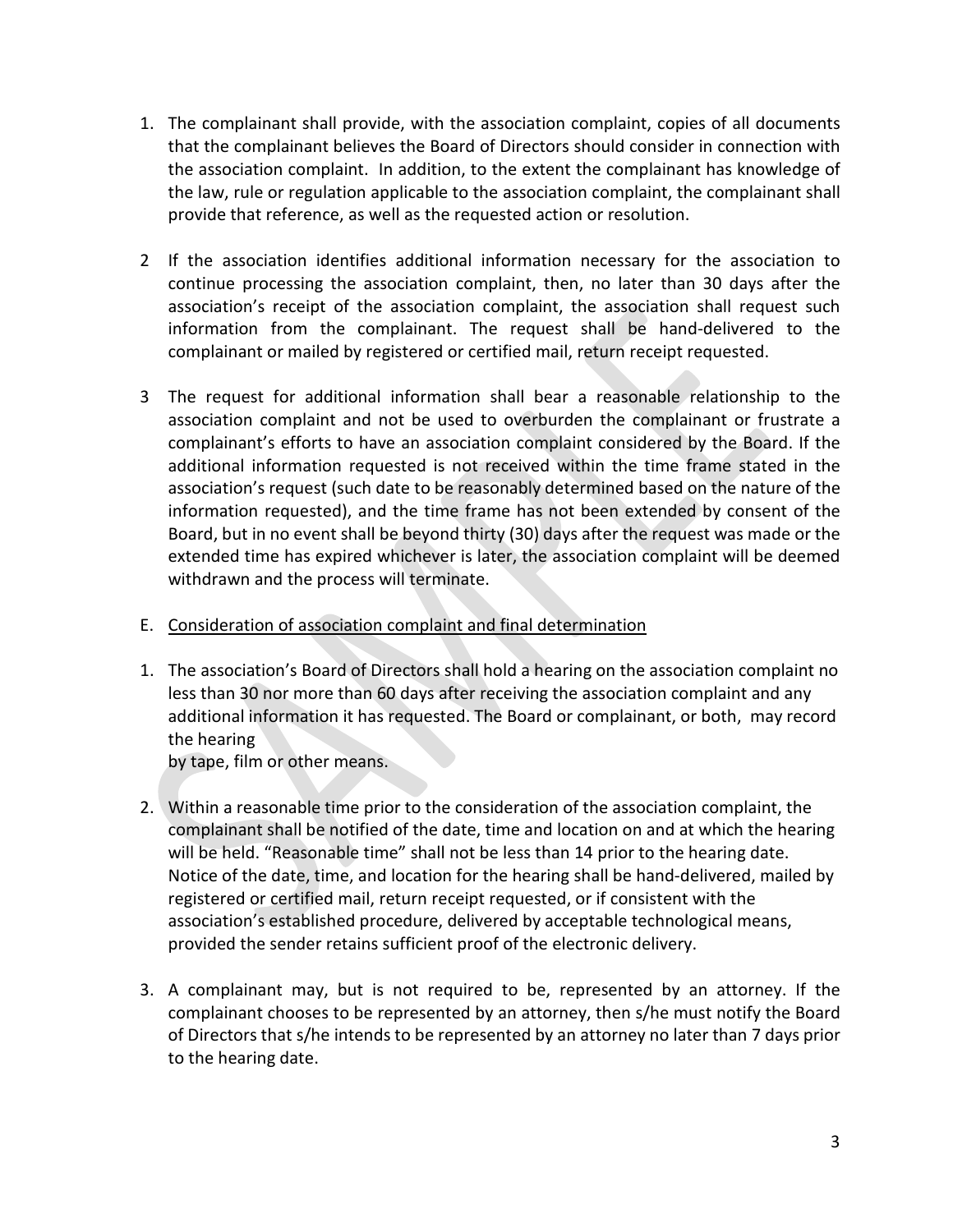1. The complainant shall provide, with the association complaint, copies of all documents that the complainant believes the Board of Directors should consider in connection with the association complaint. In addition, to the extent the complainant has knowledge of the law, rule or regulation applicable to the association complaint, the complainant shall provide that reference, as well as the requested action or resolution.

2 If the association identifies additional information necessary for the association to continue processing the association complaint, then, no later than 30 days after the association's receipt of the association complaint, the association shall request such information from the complainant. The request shall be hand-delivered to the complainant or mailed by registered or certified mail, return receipt requested.

3 The request for additional information shall bear a reasonable relationship to the association complaint and not be used to overburden the complainant or frustrate a complainant's efforts to have an association complaint considered by the Board. If the additional information requested is not received within the time frame stated in the association's request (such date to be reasonably determined based on the nature of the information requested), and the time frame has not been extended by consent of the Board, but in no event shall be beyond thirty (30) days after the request was made or the extended time has expired whichever is later, the association complaint will be deemed withdrawn and the process will terminate.

E. <u>Consideration of association complaint and final determination</u>

1. The association's Board of Directors shall hold a hearing on the association complaint no less than 30 nor more than 60 days after receiving the association complaint and any additional information it has requested. The Board or complainant, or both, may record the hearing by tape, film or other means.

2. Within a reasonable time prior to the consideration of the association complaint, the complainant shall be notified of the date, time and location on and at which the hearing will be held. "Reasonable time" shall not be less than 14 prior to the hearing date. Notice of the date, time, and location for the hearing shall be hand-delivered, mailed by registered or certified mail, return receipt requested, or if consistent with the association's established procedure, delivered by acceptable technological means, provided the sender retains sufficient proof of the electronic delivery.

3. A complainant may, but is not required to be, represented by an attorney. If the complainant chooses to be represented by an attorney, then s/he must notify the Board of Directors that s/he intends to be represented by an attorney no later than 7 days prior to the hearing date.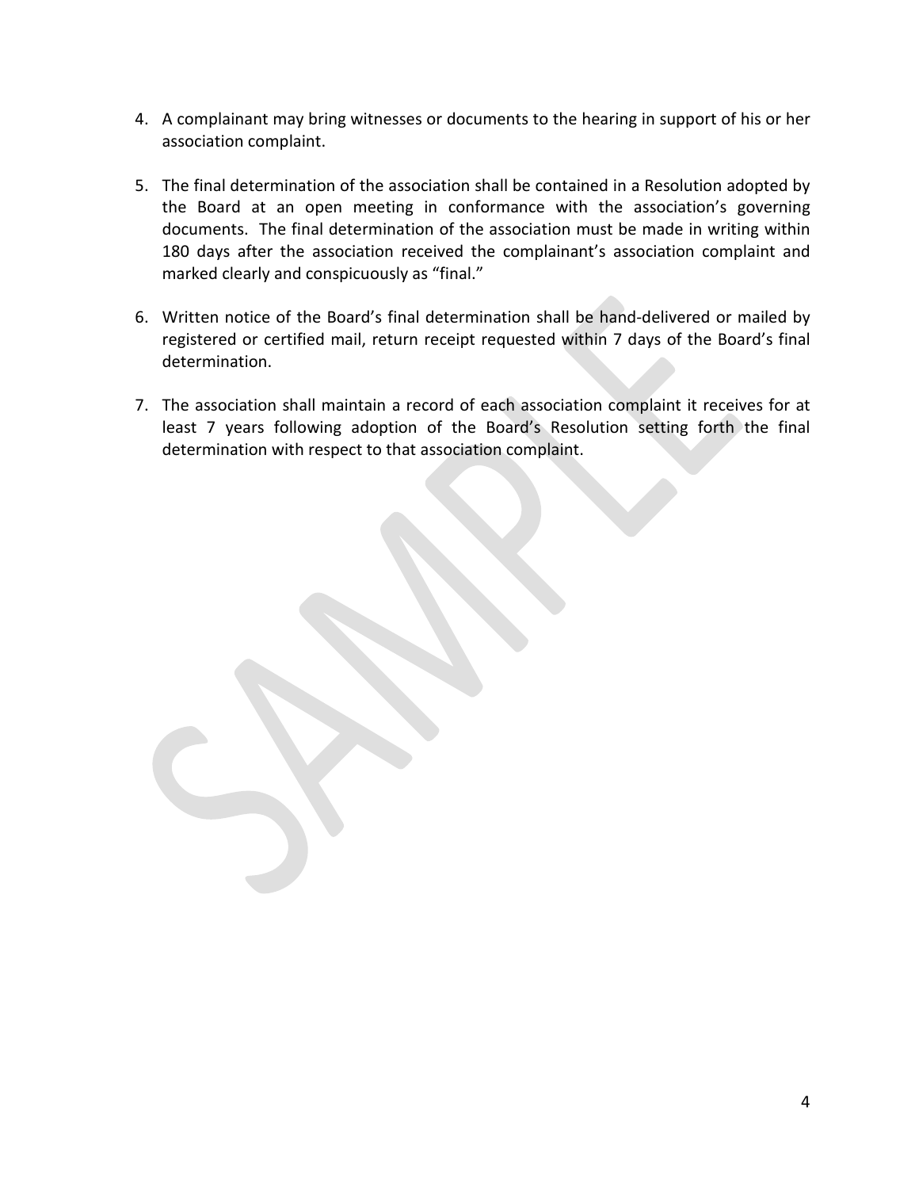4. A complainant may bring witnesses or documents to the hearing in support of his or her association complaint.

5. The final determination of the association shall be contained in a Resolution adopted by the Board at an open meeting in conformance with the association's governing documents. The final determination of the association must be made in writing within 180 days after the association received the complainant's association complaint and marked clearly and conspicuously as "final."

6. Written notice of the Board's final determination shall be hand-delivered or mailed by registered or certified mail, return receipt requested within 7 days of the Board's final determination.

7. The association shall maintain a record of each association complaint it receives for at least 7 years following adoption of the Board's Resolution setting forth the final determination with respect to that association complaint.